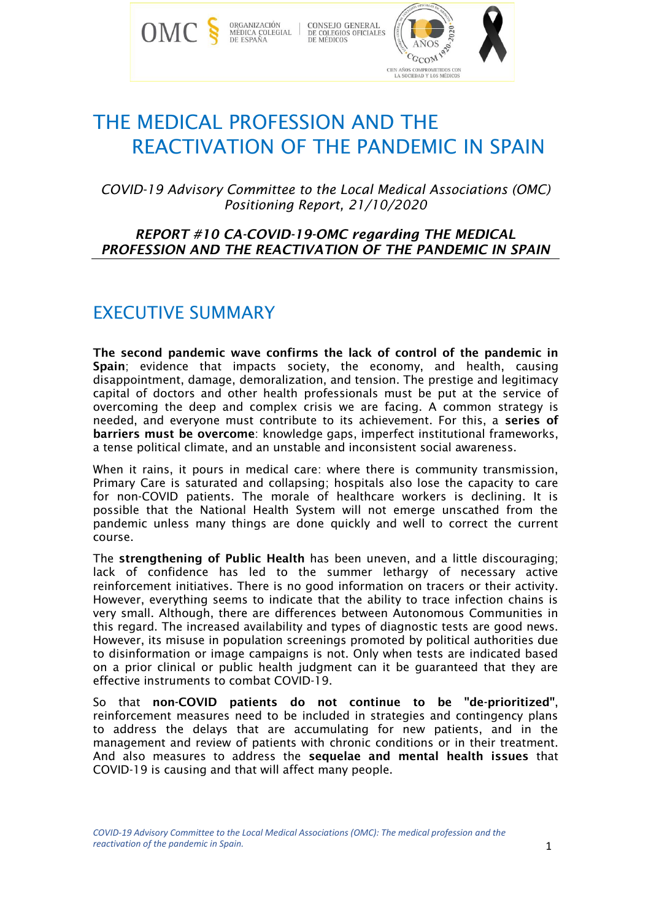# THE MEDICAL PROFESSION AND THE REACTIVATION OF THE PANDEMIC IN SPAIN

*COVID-19 Advisory Committee to the Local Medical Associations (OMC) Positioning Report, 21/10/2020*

***REPORT #10 CA-COVID-19-OMC regarding THE MEDICAL PROFESSION AND THE REACTIVATION OF THE PANDEMIC IN SPAIN***

## EXECUTIVE SUMMARY

**The second pandemic wave confirms the lack of control of the pandemic in Spain**; evidence that impacts society, the economy, and health, causing disappointment, damage, demoralization, and tension. The prestige and legitimacy capital of doctors and other health professionals must be put at the service of overcoming the deep and complex crisis we are facing. A common strategy is needed, and everyone must contribute to its achievement. For this, a **series of barriers must be overcome**: knowledge gaps, imperfect institutional frameworks, a tense political climate, and an unstable and inconsistent social awareness.

When it rains, it pours in medical care: where there is community transmission, Primary Care is saturated and collapsing; hospitals also lose the capacity to care for non-COVID patients. The morale of healthcare workers is declining. It is possible that the National Health System will not emerge unscathed from the pandemic unless many things are done quickly and well to correct the current course.

The **strengthening of Public Health** has been uneven, and a little discouraging; lack of confidence has led to the summer lethargy of necessary active reinforcement initiatives. There is no good information on tracers or their activity. However, everything seems to indicate that the ability to trace infection chains is very small. Although, there are differences between Autonomous Communities in this regard. The increased availability and types of diagnostic tests are good news. However, its misuse in population screenings promoted by political authorities due to disinformation or image campaigns is not. Only when tests are indicated based on a prior clinical or public health judgment can it be guaranteed that they are effective instruments to combat COVID-19.

So that **non-COVID patients do not continue to be "de-prioritized"**, reinforcement measures need to be included in strategies and contingency plans to address the delays that are accumulating for new patients, and in the management and review of patients with chronic conditions or in their treatment. And also measures to address the **sequelae and mental health issues** that COVID-19 is causing and that will affect many people.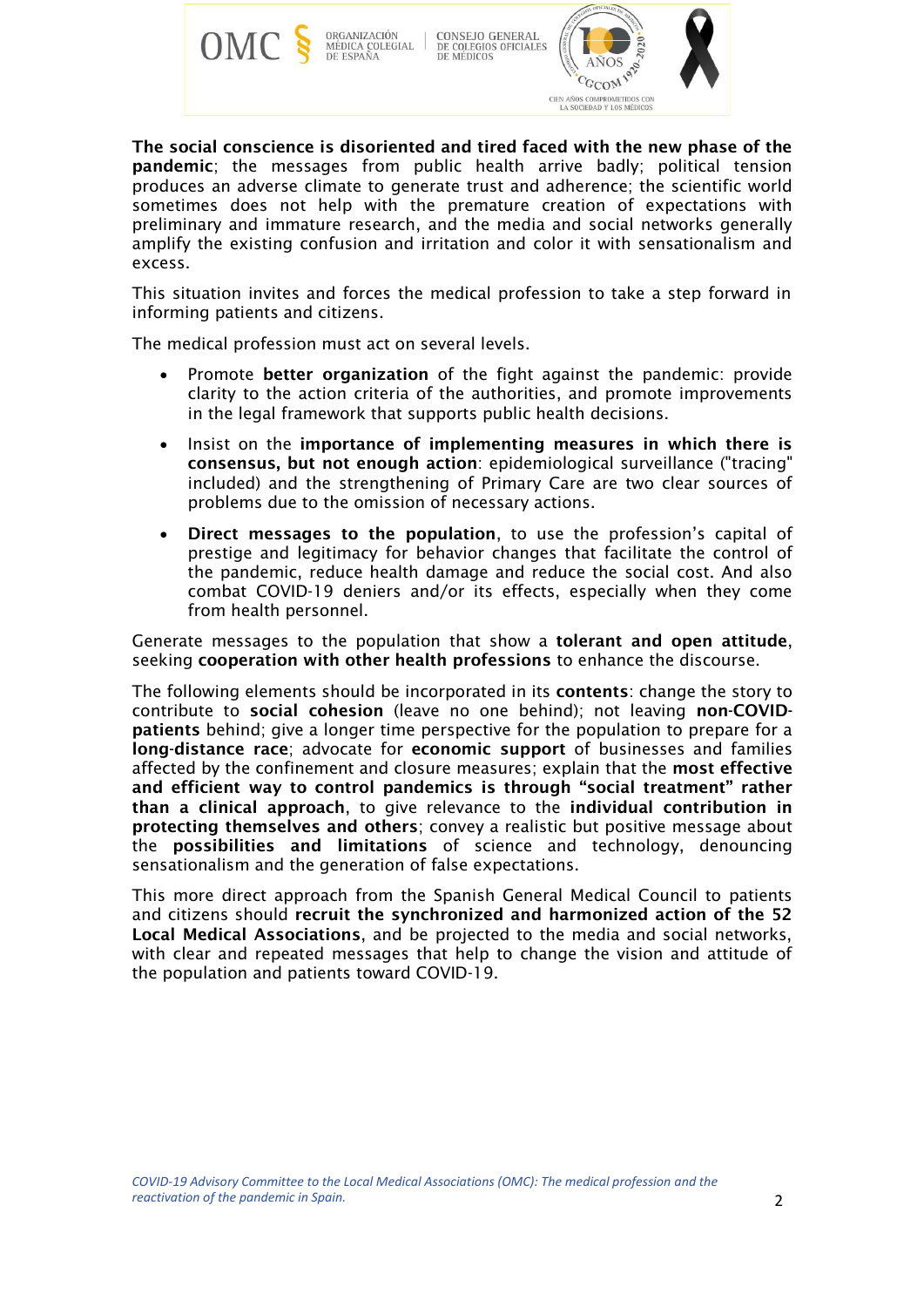**The social conscience is disoriented and tired faced with the new phase of the pandemic**; the messages from public health arrive badly; political tension produces an adverse climate to generate trust and adherence; the scientific world sometimes does not help with the premature creation of expectations with preliminary and immature research, and the media and social networks generally amplify the existing confusion and irritation and color it with sensationalism and excess.

This situation invites and forces the medical profession to take a step forward in informing patients and citizens.

The medical profession must act on several levels.

- Promote **better organization** of the fight against the pandemic: provide clarity to the action criteria of the authorities, and promote improvements in the legal framework that supports public health decisions.
- Insist on the **importance of implementing measures in which there is consensus, but not enough action**: epidemiological surveillance ("tracing" included) and the strengthening of Primary Care are two clear sources of problems due to the omission of necessary actions.
- **Direct messages to the population**, to use the profession's capital of prestige and legitimacy for behavior changes that facilitate the control of the pandemic, reduce health damage and reduce the social cost. And also combat COVID-19 deniers and/or its effects, especially when they come from health personnel.

Generate messages to the population that show a **tolerant and open attitude**, seeking **cooperation with other health professions** to enhance the discourse.

The following elements should be incorporated in its **contents**: change the story to contribute to **social cohesion** (leave no one behind); not leaving **non-COVID-patients** behind; give a longer time perspective for the population to prepare for a **long-distance race**; advocate for **economic support** of businesses and families affected by the confinement and closure measures; explain that the **most effective and efficient way to control pandemics is through "social treatment" rather than a clinical approach**, to give relevance to the **individual contribution in protecting themselves and others**; convey a realistic but positive message about the **possibilities and limitations** of science and technology, denouncing sensationalism and the generation of false expectations.

This more direct approach from the Spanish General Medical Council to patients and citizens should **recruit the synchronized and harmonized action of the 52 Local Medical Associations**, and be projected to the media and social networks, with clear and repeated messages that help to change the vision and attitude of the population and patients toward COVID-19.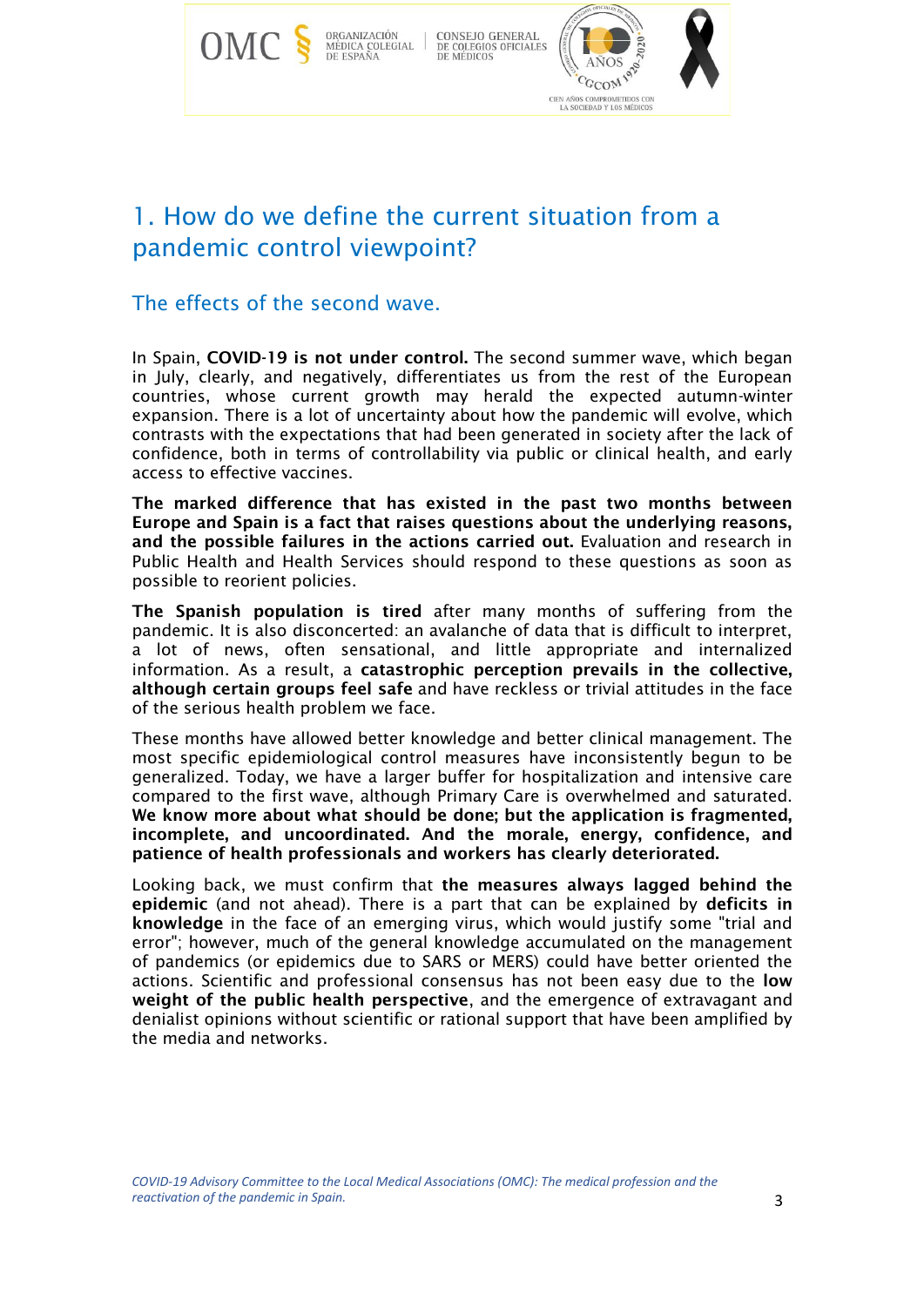## 1. How do we define the current situation from a pandemic control viewpoint?

### The effects of the second wave.

In Spain, **COVID-19 is not under control.** The second summer wave, which began in July, clearly, and negatively, differentiates us from the rest of the European countries, whose current growth may herald the expected autumn-winter expansion. There is a lot of uncertainty about how the pandemic will evolve, which contrasts with the expectations that had been generated in society after the lack of confidence, both in terms of controllability via public or clinical health, and early access to effective vaccines.

**The marked difference that has existed in the past two months between Europe and Spain is a fact that raises questions about the underlying reasons, and the possible failures in the actions carried out.** Evaluation and research in Public Health and Health Services should respond to these questions as soon as possible to reorient policies.

**The Spanish population is tired** after many months of suffering from the pandemic. It is also disconcerted: an avalanche of data that is difficult to interpret, a lot of news, often sensational, and little appropriate and internalized information. As a result, a **catastrophic perception prevails in the collective, although certain groups feel safe** and have reckless or trivial attitudes in the face of the serious health problem we face.

These months have allowed better knowledge and better clinical management. The most specific epidemiological control measures have inconsistently begun to be generalized. Today, we have a larger buffer for hospitalization and intensive care compared to the first wave, although Primary Care is overwhelmed and saturated. **We know more about what should be done; but the application is fragmented, incomplete, and uncoordinated. And the morale, energy, confidence, and patience of health professionals and workers has clearly deteriorated.**

Looking back, we must confirm that **the measures always lagged behind the epidemic** (and not ahead). There is a part that can be explained by **deficits in knowledge** in the face of an emerging virus, which would justify some "trial and error"; however, much of the general knowledge accumulated on the management of pandemics (or epidemics due to SARS or MERS) could have better oriented the actions. Scientific and professional consensus has not been easy due to the **low weight of the public health perspective**, and the emergence of extravagant and denialist opinions without scientific or rational support that have been amplified by the media and networks.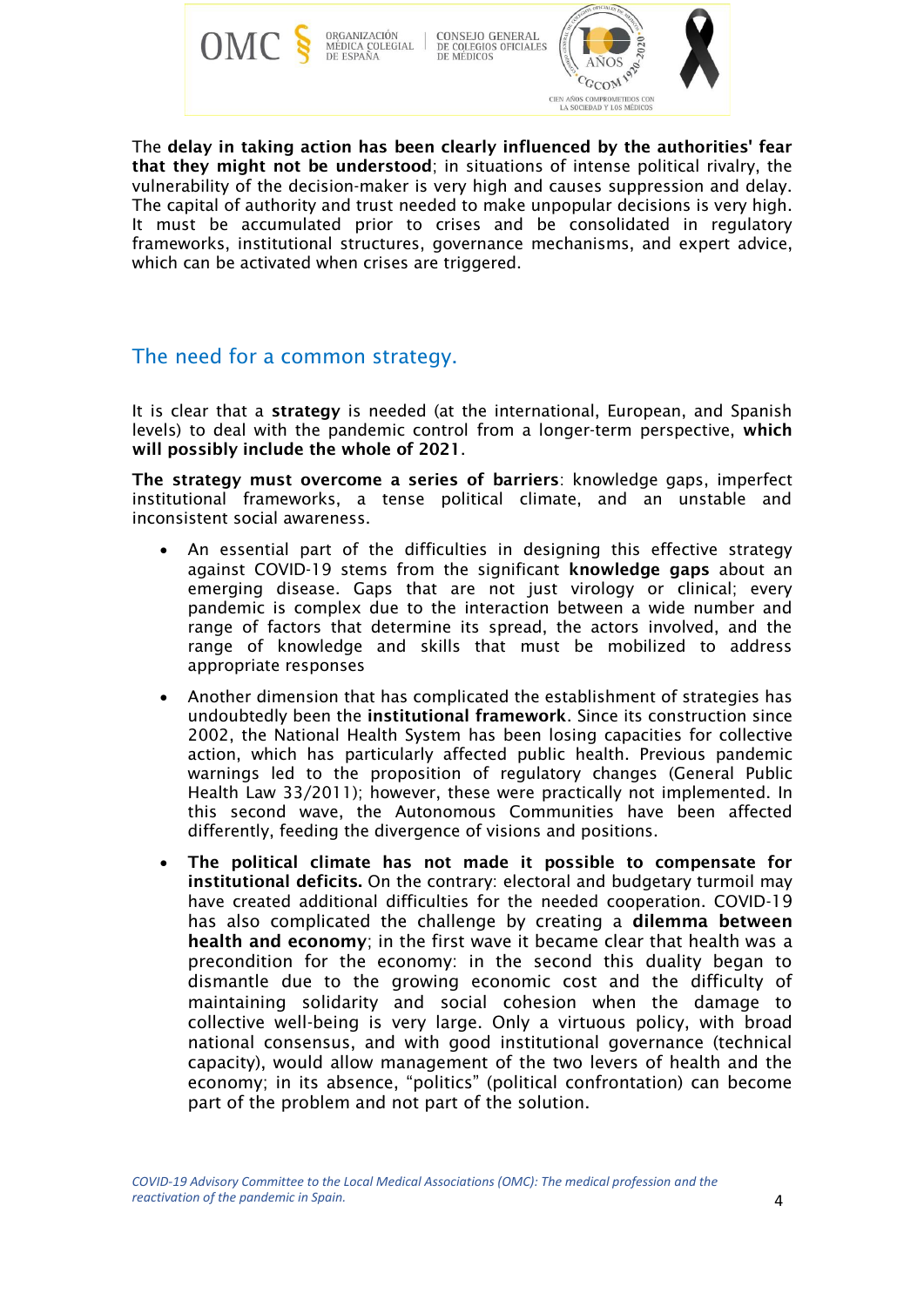The **delay in taking action has been clearly influenced by the authorities' fear that they might not be understood**; in situations of intense political rivalry, the vulnerability of the decision-maker is very high and causes suppression and delay. The capital of authority and trust needed to make unpopular decisions is very high. It must be accumulated prior to crises and be consolidated in regulatory frameworks, institutional structures, governance mechanisms, and expert advice, which can be activated when crises are triggered.

## The need for a common strategy.

It is clear that a **strategy** is needed (at the international, European, and Spanish levels) to deal with the pandemic control from a longer-term perspective, **which will possibly include the whole of 2021**.

**The strategy must overcome a series of barriers**: knowledge gaps, imperfect institutional frameworks, a tense political climate, and an unstable and inconsistent social awareness.

- An essential part of the difficulties in designing this effective strategy against COVID-19 stems from the significant **knowledge gaps** about an emerging disease. Gaps that are not just virology or clinical; every pandemic is complex due to the interaction between a wide number and range of factors that determine its spread, the actors involved, and the range of knowledge and skills that must be mobilized to address appropriate responses

- Another dimension that has complicated the establishment of strategies has undoubtedly been the **institutional framework**. Since its construction since 2002, the National Health System has been losing capacities for collective action, which has particularly affected public health. Previous pandemic warnings led to the proposition of regulatory changes (General Public Health Law 33/2011); however, these were practically not implemented. In this second wave, the Autonomous Communities have been affected differently, feeding the divergence of visions and positions.

- **The political climate has not made it possible to compensate for institutional deficits.** On the contrary: electoral and budgetary turmoil may have created additional difficulties for the needed cooperation. COVID-19 has also complicated the challenge by creating a **dilemma between health and economy**; in the first wave it became clear that health was a precondition for the economy: in the second this duality began to dismantle due to the growing economic cost and the difficulty of maintaining solidarity and social cohesion when the damage to collective well-being is very large. Only a virtuous policy, with broad national consensus, and with good institutional governance (technical capacity), would allow management of the two levers of health and the economy; in its absence, "politics" (political confrontation) can become part of the problem and not part of the solution.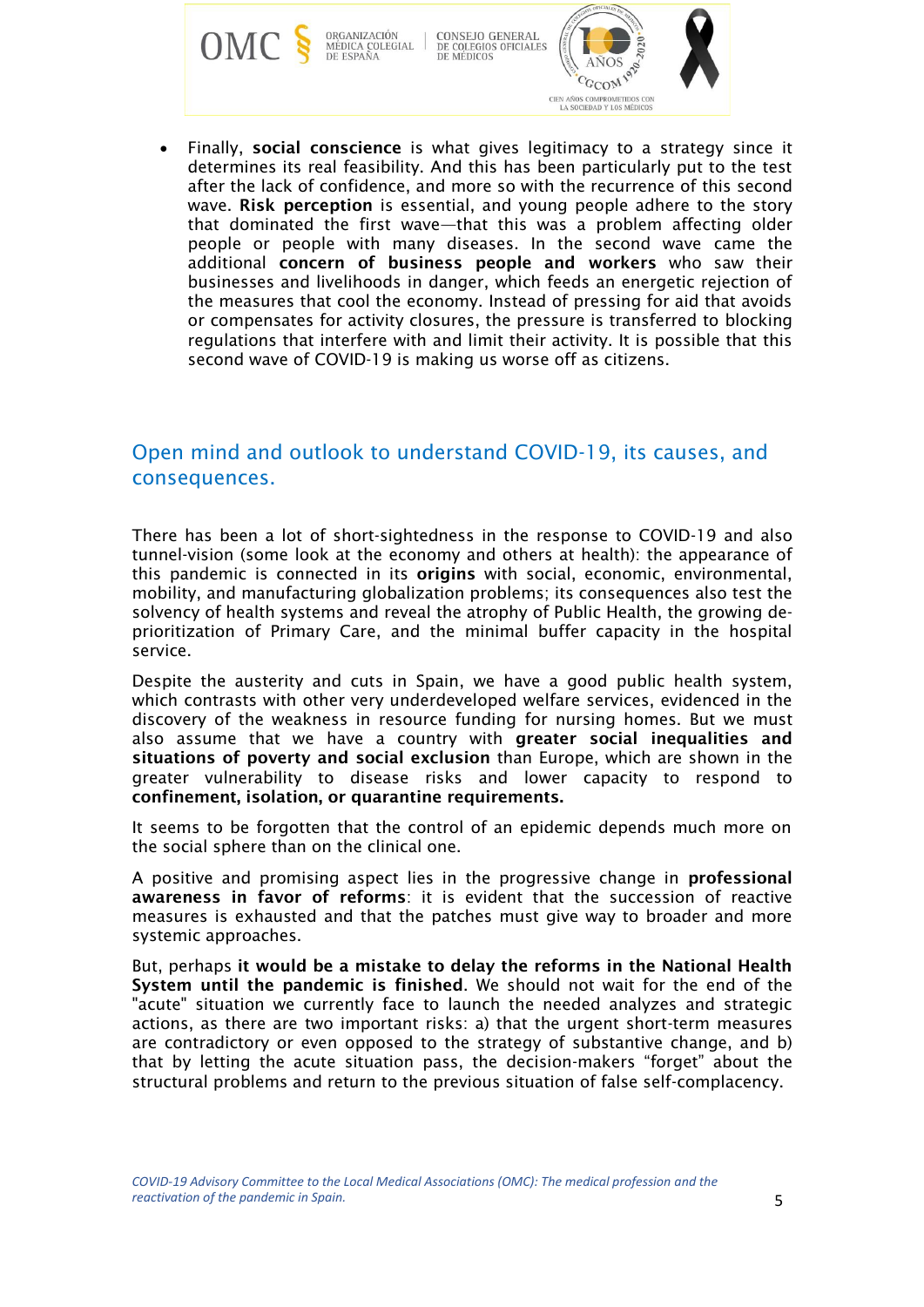- Finally, **social conscience** is what gives legitimacy to a strategy since it determines its real feasibility. And this has been particularly put to the test after the lack of confidence, and more so with the recurrence of this second wave. **Risk perception** is essential, and young people adhere to the story that dominated the first wave—that this was a problem affecting older people or people with many diseases. In the second wave came the additional **concern of business people and workers** who saw their businesses and livelihoods in danger, which feeds an energetic rejection of the measures that cool the economy. Instead of pressing for aid that avoids or compensates for activity closures, the pressure is transferred to blocking regulations that interfere with and limit their activity. It is possible that this second wave of COVID-19 is making us worse off as citizens.

## Open mind and outlook to understand COVID-19, its causes, and consequences.

There has been a lot of short-sightedness in the response to COVID-19 and also tunnel-vision (some look at the economy and others at health): the appearance of this pandemic is connected in its **origins** with social, economic, environmental, mobility, and manufacturing globalization problems; its consequences also test the solvency of health systems and reveal the atrophy of Public Health, the growing de-prioritization of Primary Care, and the minimal buffer capacity in the hospital service.

Despite the austerity and cuts in Spain, we have a good public health system, which contrasts with other very underdeveloped welfare services, evidenced in the discovery of the weakness in resource funding for nursing homes. But we must also assume that we have a country with **greater social inequalities and situations of poverty and social exclusion** than Europe, which are shown in the greater vulnerability to disease risks and lower capacity to respond to **confinement, isolation, or quarantine requirements.**

It seems to be forgotten that the control of an epidemic depends much more on the social sphere than on the clinical one.

A positive and promising aspect lies in the progressive change in **professional awareness in favor of reforms**: it is evident that the succession of reactive measures is exhausted and that the patches must give way to broader and more systemic approaches.

But, perhaps **it would be a mistake to delay the reforms in the National Health System until the pandemic is finished**. We should not wait for the end of the "acute" situation we currently face to launch the needed analyzes and strategic actions, as there are two important risks: a) that the urgent short-term measures are contradictory or even opposed to the strategy of substantive change, and b) that by letting the acute situation pass, the decision-makers “forget” about the structural problems and return to the previous situation of false self-complacency.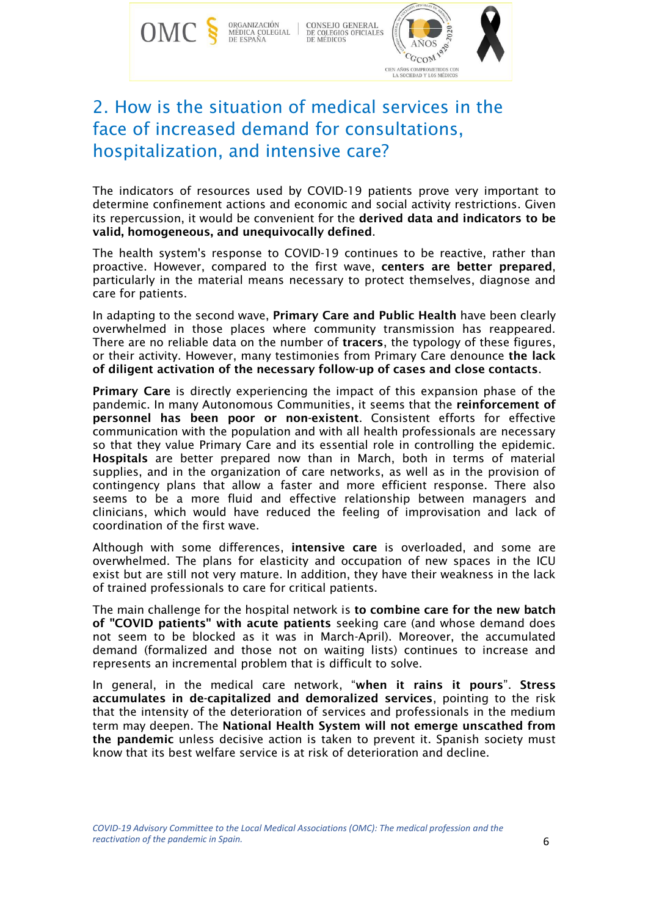## 2. How is the situation of medical services in the face of increased demand for consultations, hospitalization, and intensive care?

The indicators of resources used by COVID-19 patients prove very important to determine confinement actions and economic and social activity restrictions. Given its repercussion, it would be convenient for the **derived data and indicators to be valid, homogeneous, and unequivocally defined**.

The health system's response to COVID-19 continues to be reactive, rather than proactive. However, compared to the first wave, **centers are better prepared**, particularly in the material means necessary to protect themselves, diagnose and care for patients.

In adapting to the second wave, **Primary Care and Public Health** have been clearly overwhelmed in those places where community transmission has reappeared. There are no reliable data on the number of **tracers**, the typology of these figures, or their activity. However, many testimonies from Primary Care denounce **the lack of diligent activation of the necessary follow-up of cases and close contacts**.

**Primary Care** is directly experiencing the impact of this expansion phase of the pandemic. In many Autonomous Communities, it seems that the **reinforcement of personnel has been poor or non-existent**. Consistent efforts for effective communication with the population and with all health professionals are necessary so that they value Primary Care and its essential role in controlling the epidemic. **Hospitals** are better prepared now than in March, both in terms of material supplies, and in the organization of care networks, as well as in the provision of contingency plans that allow a faster and more efficient response. There also seems to be a more fluid and effective relationship between managers and clinicians, which would have reduced the feeling of improvisation and lack of coordination of the first wave.

Although with some differences, **intensive care** is overloaded, and some are overwhelmed. The plans for elasticity and occupation of new spaces in the ICU exist but are still not very mature. In addition, they have their weakness in the lack of trained professionals to care for critical patients.

The main challenge for the hospital network is **to combine care for the new batch of "COVID patients" with acute patients** seeking care (and whose demand does not seem to be blocked as it was in March-April). Moreover, the accumulated demand (formalized and those not on waiting lists) continues to increase and represents an incremental problem that is difficult to solve.

In general, in the medical care network, "**when it rains it pours**". **Stress accumulates in de-capitalized and demoralized services**, pointing to the risk that the intensity of the deterioration of services and professionals in the medium term may deepen. The **National Health System will not emerge unscathed from the pandemic** unless decisive action is taken to prevent it. Spanish society must know that its best welfare service is at risk of deterioration and decline.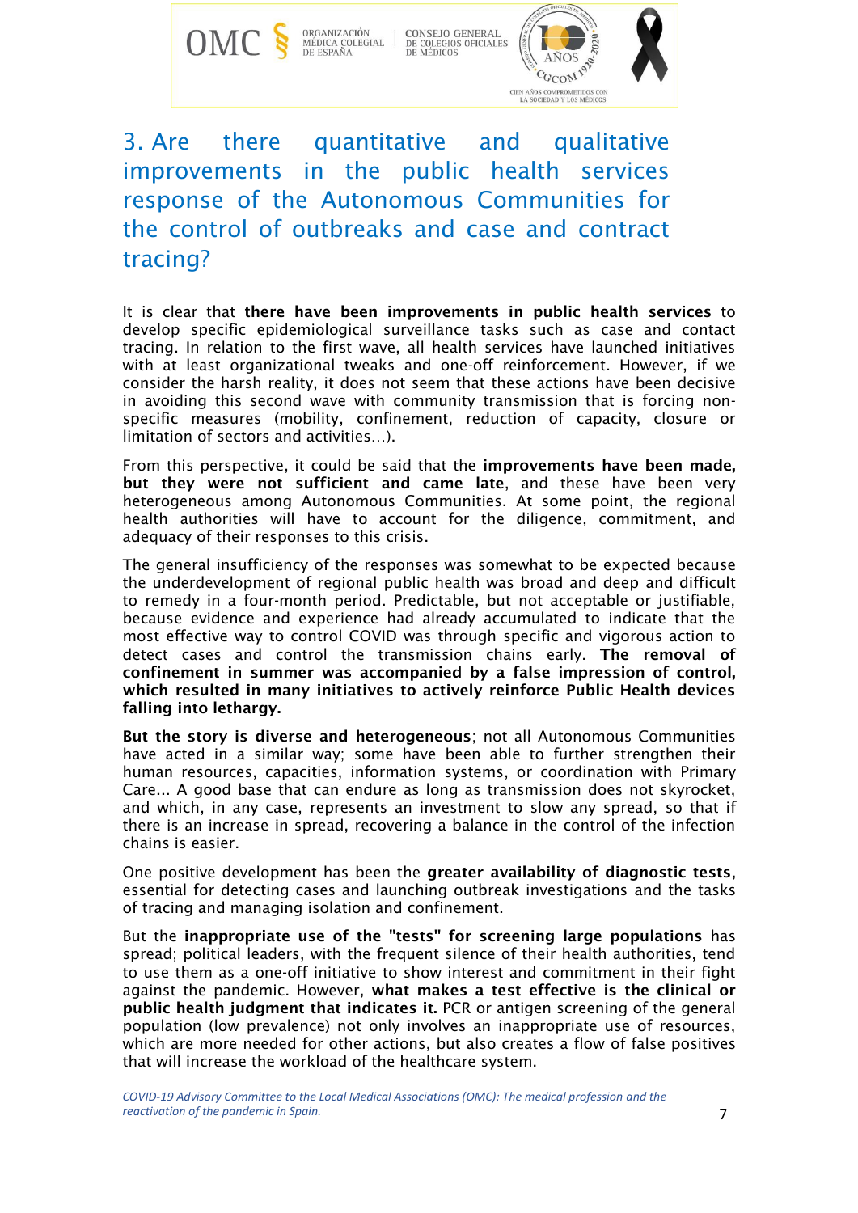## 3. Are there quantitative and qualitative improvements in the public health services response of the Autonomous Communities for the control of outbreaks and case and contract tracing?

It is clear that **there have been improvements in public health services** to develop specific epidemiological surveillance tasks such as case and contact tracing. In relation to the first wave, all health services have launched initiatives with at least organizational tweaks and one-off reinforcement. However, if we consider the harsh reality, it does not seem that these actions have been decisive in avoiding this second wave with community transmission that is forcing non-specific measures (mobility, confinement, reduction of capacity, closure or limitation of sectors and activities...).

From this perspective, it could be said that the **improvements have been made, but they were not sufficient and came late**, and these have been very heterogeneous among Autonomous Communities. At some point, the regional health authorities will have to account for the diligence, commitment, and adequacy of their responses to this crisis.

The general insufficiency of the responses was somewhat to be expected because the underdevelopment of regional public health was broad and deep and difficult to remedy in a four-month period. Predictable, but not acceptable or justifiable, because evidence and experience had already accumulated to indicate that the most effective way to control COVID was through specific and vigorous action to detect cases and control the transmission chains early. **The removal of confinement in summer was accompanied by a false impression of control, which resulted in many initiatives to actively reinforce Public Health devices falling into lethargy.**

**But the story is diverse and heterogeneous**; not all Autonomous Communities have acted in a similar way; some have been able to further strengthen their human resources, capacities, information systems, or coordination with Primary Care... A good base that can endure as long as transmission does not skyrocket, and which, in any case, represents an investment to slow any spread, so that if there is an increase in spread, recovering a balance in the control of the infection chains is easier.

One positive development has been the **greater availability of diagnostic tests**, essential for detecting cases and launching outbreak investigations and the tasks of tracing and managing isolation and confinement.

But the **inappropriate use of the "tests" for screening large populations** has spread; political leaders, with the frequent silence of their health authorities, tend to use them as a one-off initiative to show interest and commitment in their fight against the pandemic. However, **what makes a test effective is the clinical or public health judgment that indicates it.** PCR or antigen screening of the general population (low prevalence) not only involves an inappropriate use of resources, which are more needed for other actions, but also creates a flow of false positives that will increase the workload of the healthcare system.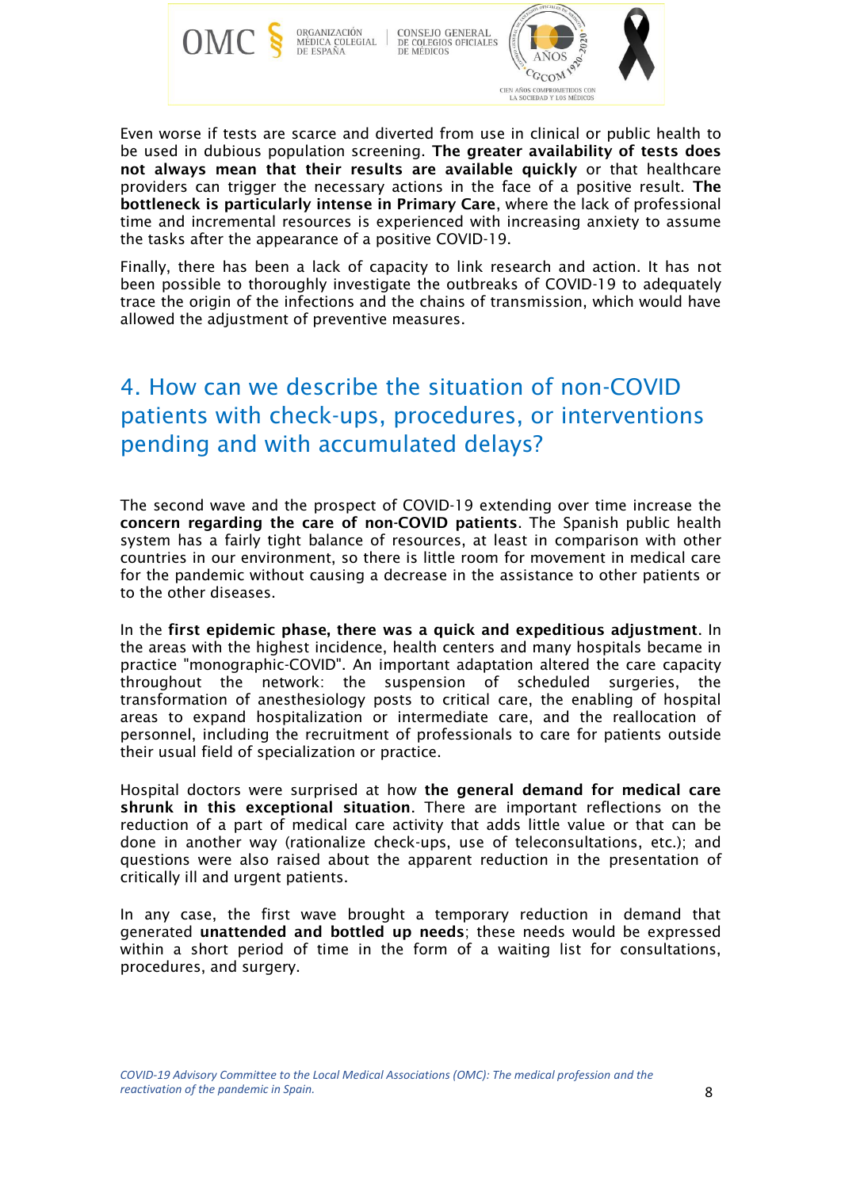Even worse if tests are scarce and diverted from use in clinical or public health to be used in dubious population screening. **The greater availability of tests does not always mean that their results are available quickly** or that healthcare providers can trigger the necessary actions in the face of a positive result. **The bottleneck is particularly intense in Primary Care**, where the lack of professional time and incremental resources is experienced with increasing anxiety to assume the tasks after the appearance of a positive COVID-19.

Finally, there has been a lack of capacity to link research and action. It has not been possible to thoroughly investigate the outbreaks of COVID-19 to adequately trace the origin of the infections and the chains of transmission, which would have allowed the adjustment of preventive measures.

## 4. How can we describe the situation of non-COVID patients with check-ups, procedures, or interventions pending and with accumulated delays?

The second wave and the prospect of COVID-19 extending over time increase the **concern regarding the care of non-COVID patients**. The Spanish public health system has a fairly tight balance of resources, at least in comparison with other countries in our environment, so there is little room for movement in medical care for the pandemic without causing a decrease in the assistance to other patients or to the other diseases.

In the **first epidemic phase, there was a quick and expeditious adjustment**. In the areas with the highest incidence, health centers and many hospitals became in practice "monographic-COVID". An important adaptation altered the care capacity throughout the network: the suspension of scheduled surgeries, the transformation of anesthesiology posts to critical care, the enabling of hospital areas to expand hospitalization or intermediate care, and the reallocation of personnel, including the recruitment of professionals to care for patients outside their usual field of specialization or practice.

Hospital doctors were surprised at how **the general demand for medical care shrunk in this exceptional situation**. There are important reflections on the reduction of a part of medical care activity that adds little value or that can be done in another way (rationalize check-ups, use of teleconsultations, etc.); and questions were also raised about the apparent reduction in the presentation of critically ill and urgent patients.

In any case, the first wave brought a temporary reduction in demand that generated **unattended and bottled up needs**; these needs would be expressed within a short period of time in the form of a waiting list for consultations, procedures, and surgery.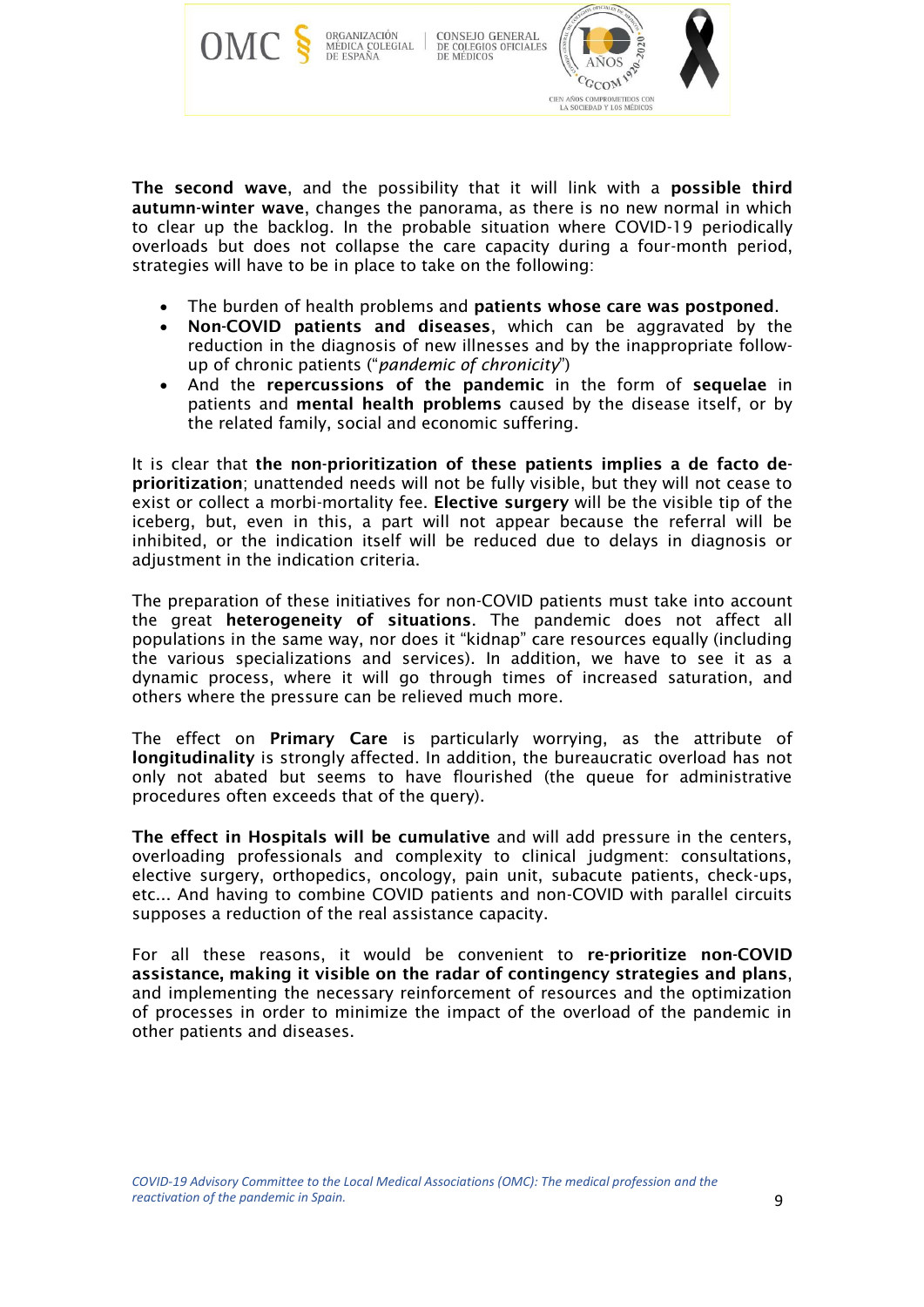**The second wave**, and the possibility that it will link with a **possible third autumn-winter wave**, changes the panorama, as there is no new normal in which to clear up the backlog. In the probable situation where COVID-19 periodically overloads but does not collapse the care capacity during a four-month period, strategies will have to be in place to take on the following:

- The burden of health problems and **patients whose care was postponed**.
- **Non-COVID patients and diseases**, which can be aggravated by the reduction in the diagnosis of new illnesses and by the inappropriate follow-up of chronic patients ("*pandemic of chronicity*")
- And the **repercussions of the pandemic** in the form of **sequelae** in patients and **mental health problems** caused by the disease itself, or by the related family, social and economic suffering.

It is clear that **the non-prioritization of these patients implies a de facto de-prioritization**; unattended needs will not be fully visible, but they will not cease to exist or collect a morbi-mortality fee. **Elective surgery** will be the visible tip of the iceberg, but, even in this, a part will not appear because the referral will be inhibited, or the indication itself will be reduced due to delays in diagnosis or adjustment in the indication criteria.

The preparation of these initiatives for non-COVID patients must take into account the great **heterogeneity of situations**. The pandemic does not affect all populations in the same way, nor does it "kidnap" care resources equally (including the various specializations and services). In addition, we have to see it as a dynamic process, where it will go through times of increased saturation, and others where the pressure can be relieved much more.

The effect on **Primary Care** is particularly worrying, as the attribute of **longitudinality** is strongly affected. In addition, the bureaucratic overload has not only not abated but seems to have flourished (the queue for administrative procedures often exceeds that of the query).

**The effect in Hospitals will be cumulative** and will add pressure in the centers, overloading professionals and complexity to clinical judgment: consultations, elective surgery, orthopedics, oncology, pain unit, subacute patients, check-ups, etc... And having to combine COVID patients and non-COVID with parallel circuits supposes a reduction of the real assistance capacity.

For all these reasons, it would be convenient to **re-prioritize non-COVID assistance, making it visible on the radar of contingency strategies and plans**, and implementing the necessary reinforcement of resources and the optimization of processes in order to minimize the impact of the overload of the pandemic in other patients and diseases.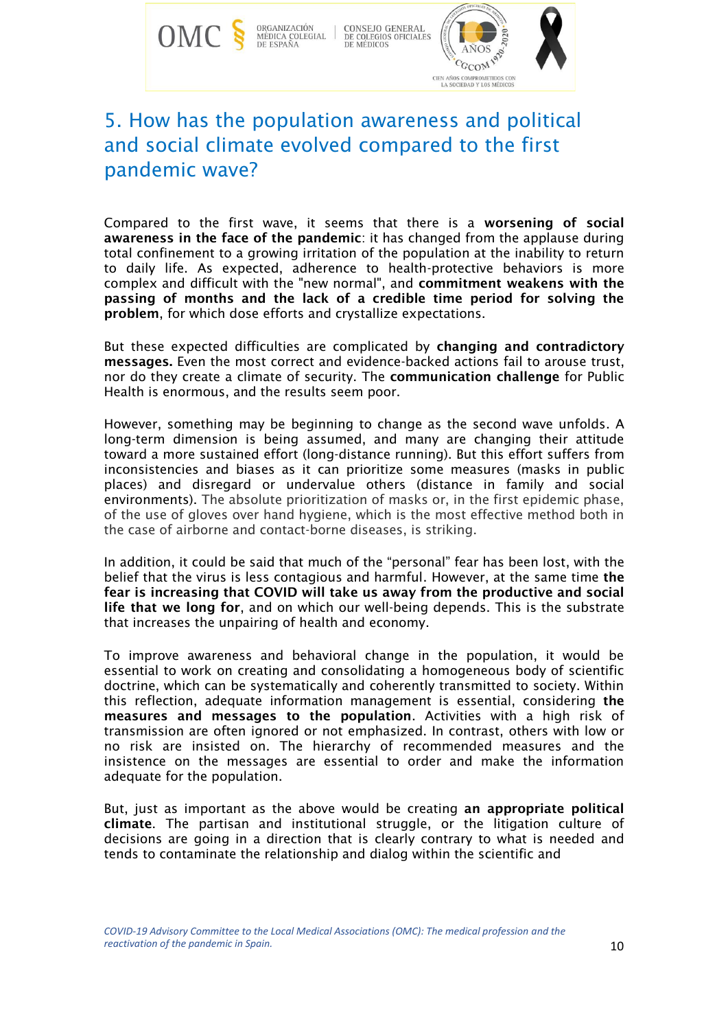## 5. How has the population awareness and political and social climate evolved compared to the first pandemic wave?

Compared to the first wave, it seems that there is a **worsening of social awareness in the face of the pandemic**: it has changed from the applause during total confinement to a growing irritation of the population at the inability to return to daily life. As expected, adherence to health-protective behaviors is more complex and difficult with the "new normal", and **commitment weakens with the passing of months and the lack of a credible time period for solving the problem**, for which dose efforts and crystallize expectations.

But these expected difficulties are complicated by **changing and contradictory messages.** Even the most correct and evidence-backed actions fail to arouse trust, nor do they create a climate of security. The **communication challenge** for Public Health is enormous, and the results seem poor.

However, something may be beginning to change as the second wave unfolds. A long-term dimension is being assumed, and many are changing their attitude toward a more sustained effort (long-distance running). But this effort suffers from inconsistencies and biases as it can prioritize some measures (masks in public places) and disregard or undervalue others (distance in family and social environments). The absolute prioritization of masks or, in the first epidemic phase, of the use of gloves over hand hygiene, which is the most effective method both in the case of airborne and contact-borne diseases, is striking.

In addition, it could be said that much of the "personal" fear has been lost, with the belief that the virus is less contagious and harmful. However, at the same time **the fear is increasing that COVID will take us away from the productive and social life that we long for**, and on which our well-being depends. This is the substrate that increases the unpairing of health and economy.

To improve awareness and behavioral change in the population, it would be essential to work on creating and consolidating a homogeneous body of scientific doctrine, which can be systematically and coherently transmitted to society. Within this reflection, adequate information management is essential, considering **the measures and messages to the population**. Activities with a high risk of transmission are often ignored or not emphasized. In contrast, others with low or no risk are insisted on. The hierarchy of recommended measures and the insistence on the messages are essential to order and make the information adequate for the population.

But, just as important as the above would be creating **an appropriate political climate**. The partisan and institutional struggle, or the litigation culture of decisions are going in a direction that is clearly contrary to what is needed and tends to contaminate the relationship and dialog within the scientific and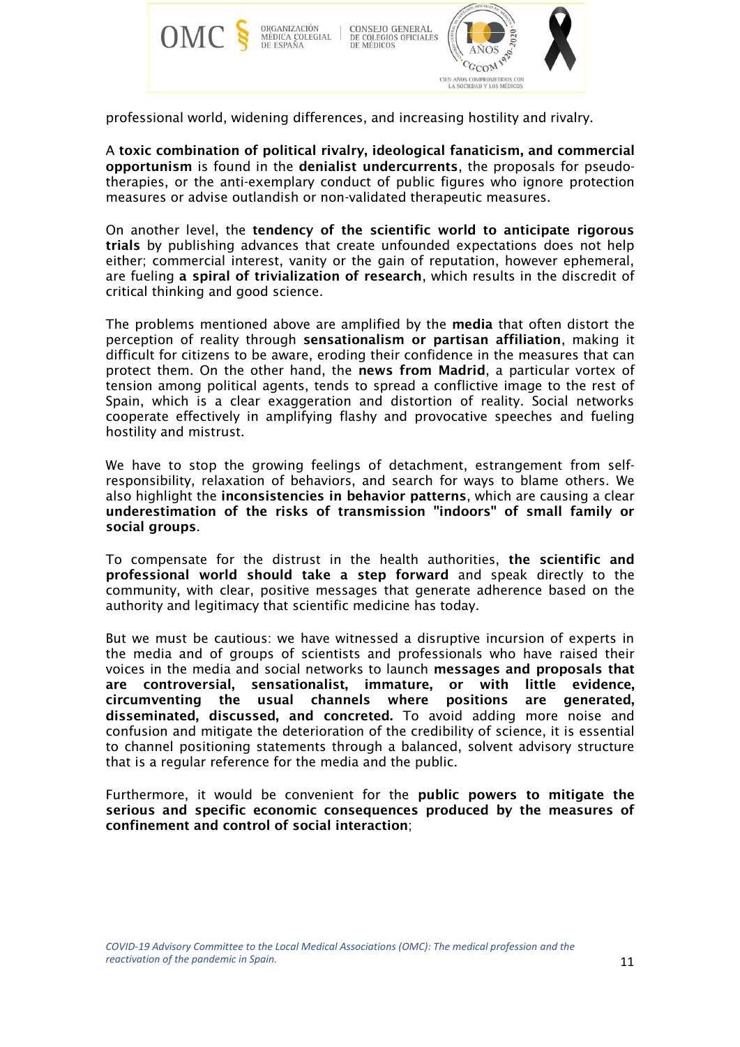professional world, widening differences, and increasing hostility and rivalry.

A **toxic combination of political rivalry, ideological fanaticism, and commercial opportunism** is found in the **denialist undercurrents**, the proposals for pseudo-therapies, or the anti-exemplary conduct of public figures who ignore protection measures or advise outlandish or non-validated therapeutic measures.

On another level, the **tendency of the scientific world to anticipate rigorous trials** by publishing advances that create unfounded expectations does not help either; commercial interest, vanity or the gain of reputation, however ephemeral, are fueling **a spiral of trivialization of research**, which results in the discredit of critical thinking and good science.

The problems mentioned above are amplified by the **media** that often distort the perception of reality through **sensationalism or partisan affiliation**, making it difficult for citizens to be aware, eroding their confidence in the measures that can protect them. On the other hand, the **news from Madrid**, a particular vortex of tension among political agents, tends to spread a conflictive image to the rest of Spain, which is a clear exaggeration and distortion of reality. Social networks cooperate effectively in amplifying flashy and provocative speeches and fueling hostility and mistrust.

We have to stop the growing feelings of detachment, estrangement from self-responsibility, relaxation of behaviors, and search for ways to blame others. We also highlight the **inconsistencies in behavior patterns**, which are causing a clear **underestimation of the risks of transmission "indoors" of small family or social groups**.

To compensate for the distrust in the health authorities, **the scientific and professional world should take a step forward** and speak directly to the community, with clear, positive messages that generate adherence based on the authority and legitimacy that scientific medicine has today.

But we must be cautious: we have witnessed a disruptive incursion of experts in the media and of groups of scientists and professionals who have raised their voices in the media and social networks to launch **messages and proposals that are controversial, sensationalist, immature, or with little evidence, circumventing the usual channels where positions are generated, disseminated, discussed, and concreted.** To avoid adding more noise and confusion and mitigate the deterioration of the credibility of science, it is essential to channel positioning statements through a balanced, solvent advisory structure that is a regular reference for the media and the public.

Furthermore, it would be convenient for the **public powers to mitigate the serious and specific economic consequences produced by the measures of confinement and control of social interaction**;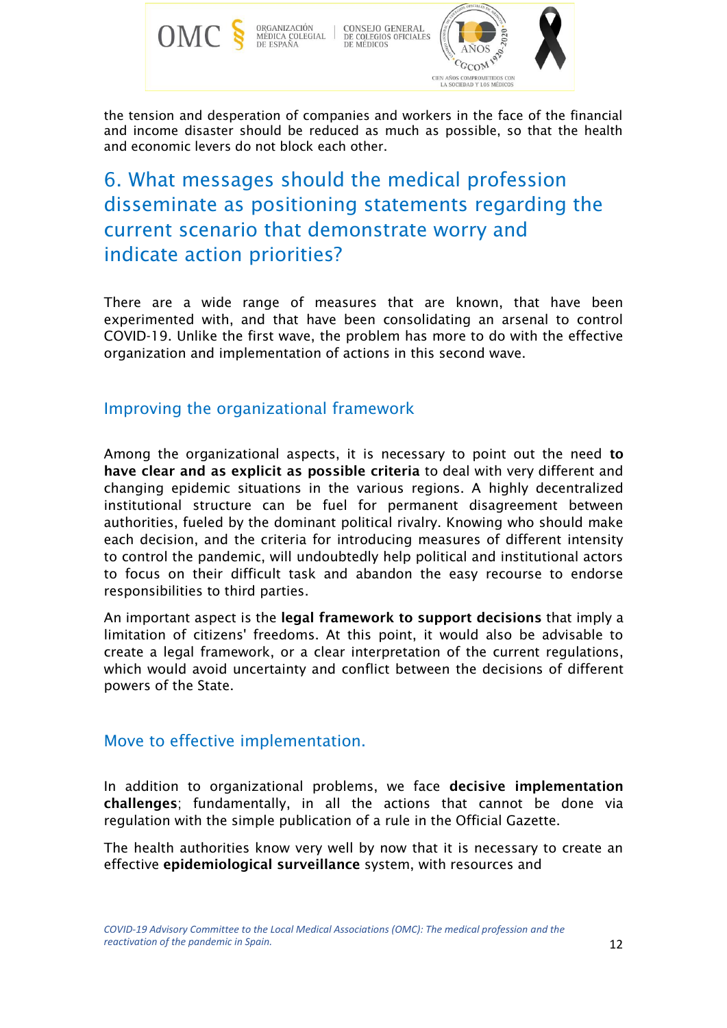the tension and desperation of companies and workers in the face of the financial and income disaster should be reduced as much as possible, so that the health and economic levers do not block each other.

## 6. What messages should the medical profession disseminate as positioning statements regarding the current scenario that demonstrate worry and indicate action priorities?

There are a wide range of measures that are known, that have been experimented with, and that have been consolidating an arsenal to control COVID-19. Unlike the first wave, the problem has more to do with the effective organization and implementation of actions in this second wave.

### Improving the organizational framework

Among the organizational aspects, it is necessary to point out the need **to have clear and as explicit as possible criteria** to deal with very different and changing epidemic situations in the various regions. A highly decentralized institutional structure can be fuel for permanent disagreement between authorities, fueled by the dominant political rivalry. Knowing who should make each decision, and the criteria for introducing measures of different intensity to control the pandemic, will undoubtedly help political and institutional actors to focus on their difficult task and abandon the easy recourse to endorse responsibilities to third parties.

An important aspect is the **legal framework to support decisions** that imply a limitation of citizens' freedoms. At this point, it would also be advisable to create a legal framework, or a clear interpretation of the current regulations, which would avoid uncertainty and conflict between the decisions of different powers of the State.

### Move to effective implementation.

In addition to organizational problems, we face **decisive implementation challenges**; fundamentally, in all the actions that cannot be done via regulation with the simple publication of a rule in the Official Gazette.

The health authorities know very well by now that it is necessary to create an effective **epidemiological surveillance** system, with resources and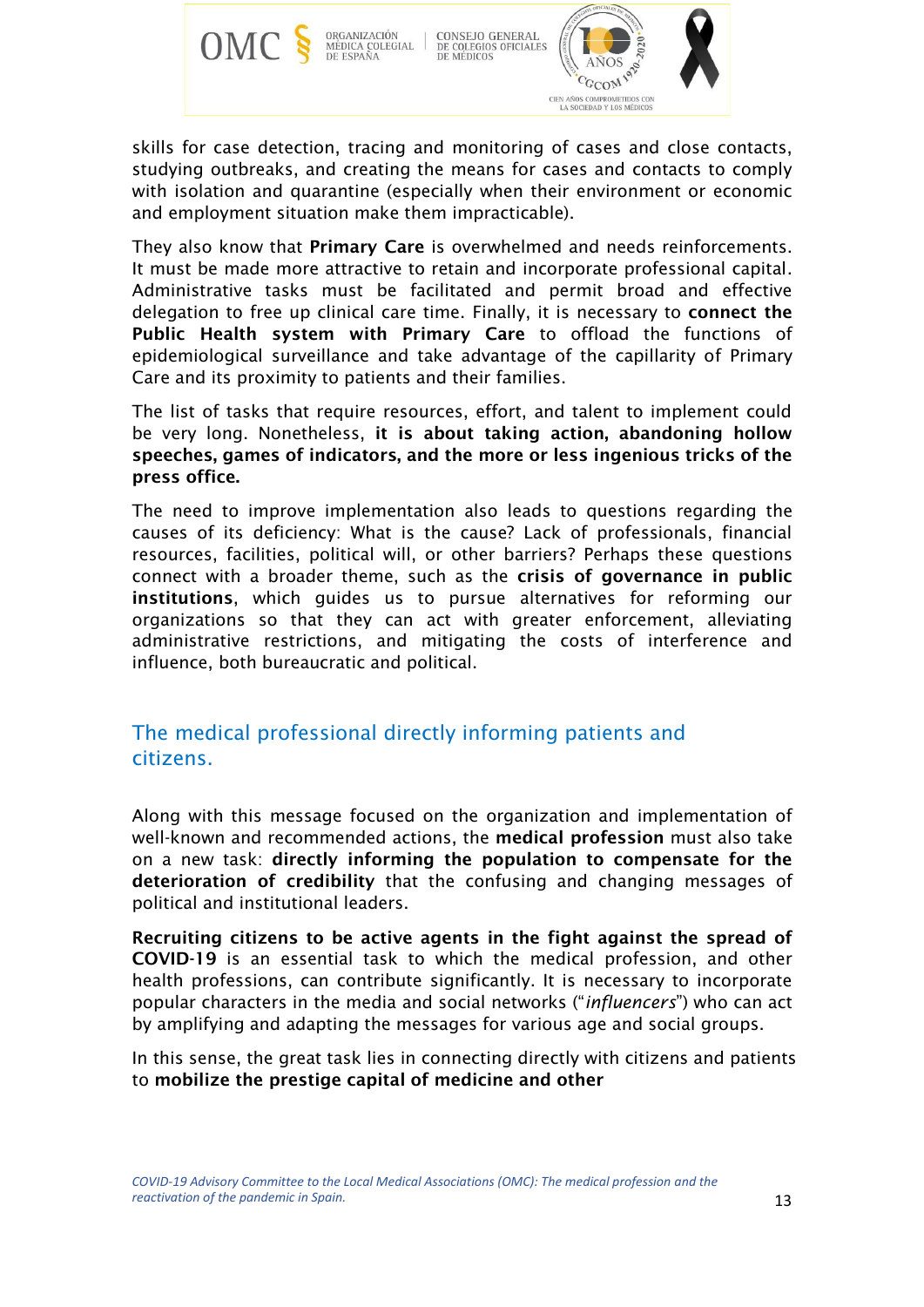skills for case detection, tracing and monitoring of cases and close contacts, studying outbreaks, and creating the means for cases and contacts to comply with isolation and quarantine (especially when their environment or economic and employment situation make them impracticable).

They also know that **Primary Care** is overwhelmed and needs reinforcements. It must be made more attractive to retain and incorporate professional capital. Administrative tasks must be facilitated and permit broad and effective delegation to free up clinical care time. Finally, it is necessary to **connect the Public Health system with Primary Care** to offload the functions of epidemiological surveillance and take advantage of the capillarity of Primary Care and its proximity to patients and their families.

The list of tasks that require resources, effort, and talent to implement could be very long. Nonetheless, **it is about taking action, abandoning hollow speeches, games of indicators, and the more or less ingenious tricks of the press office.**

The need to improve implementation also leads to questions regarding the causes of its deficiency: What is the cause? Lack of professionals, financial resources, facilities, political will, or other barriers? Perhaps these questions connect with a broader theme, such as the **crisis of governance in public institutions**, which guides us to pursue alternatives for reforming our organizations so that they can act with greater enforcement, alleviating administrative restrictions, and mitigating the costs of interference and influence, both bureaucratic and political.

## The medical professional directly informing patients and citizens.

Along with this message focused on the organization and implementation of well-known and recommended actions, the **medical profession** must also take on a new task: **directly informing the population to compensate for the deterioration of credibility** that the confusing and changing messages of political and institutional leaders.

**Recruiting citizens to be active agents in the fight against the spread of COVID-19** is an essential task to which the medical profession, and other health professions, can contribute significantly. It is necessary to incorporate popular characters in the media and social networks ("*influencers*") who can act by amplifying and adapting the messages for various age and social groups.

In this sense, the great task lies in connecting directly with citizens and patients to **mobilize the prestige capital of medicine and other**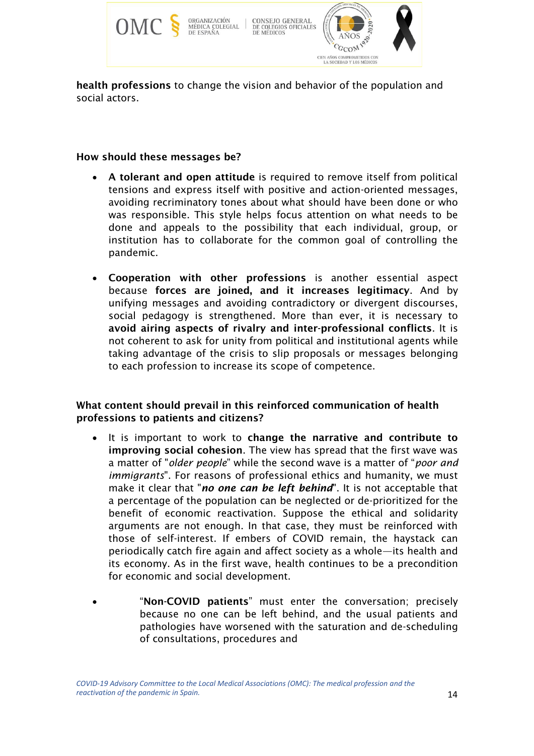**health professions** to change the vision and behavior of the population and social actors.

**How should these messages be?**

- **A tolerant and open attitude** is required to remove itself from political tensions and express itself with positive and action-oriented messages, avoiding recriminatory tones about what should have been done or who was responsible. This style helps focus attention on what needs to be done and appeals to the possibility that each individual, group, or institution has to collaborate for the common goal of controlling the pandemic.

- **Cooperation with other professions** is another essential aspect because **forces are joined, and it increases legitimacy**. And by unifying messages and avoiding contradictory or divergent discourses, social pedagogy is strengthened. More than ever, it is necessary to **avoid airing aspects of rivalry and inter-professional conflicts**. It is not coherent to ask for unity from political and institutional agents while taking advantage of the crisis to slip proposals or messages belonging to each profession to increase its scope of competence.

**What content should prevail in this reinforced communication of health professions to patients and citizens?**

- It is important to work to **change the narrative and contribute to improving social cohesion**. The view has spread that the first wave was a matter of "*older people*" while the second wave is a matter of "*poor and immigrants*". For reasons of professional ethics and humanity, we must make it clear that "***no one can be left behind***". It is not acceptable that a percentage of the population can be neglected or de-prioritized for the benefit of economic reactivation. Suppose the ethical and solidarity arguments are not enough. In that case, they must be reinforced with those of self-interest. If embers of COVID remain, the haystack can periodically catch fire again and affect society as a whole—its health and its economy. As in the first wave, health continues to be a precondition for economic and social development.

- "**Non-COVID patients**" must enter the conversation; precisely because no one can be left behind, and the usual patients and pathologies have worsened with the saturation and de-scheduling of consultations, procedures and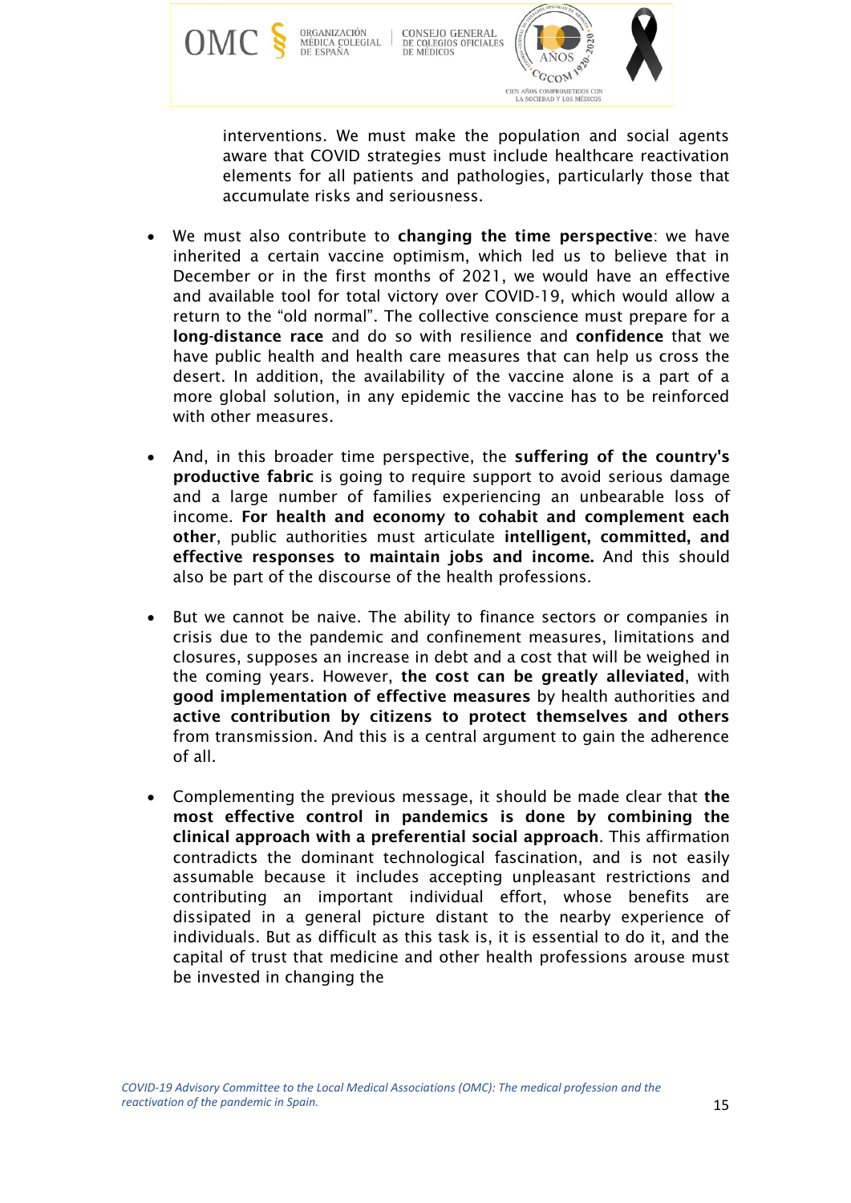interventions. We must make the population and social agents aware that COVID strategies must include healthcare reactivation elements for all patients and pathologies, particularly those that accumulate risks and seriousness.

- We must also contribute to **changing the time perspective**: we have inherited a certain vaccine optimism, which led us to believe that in December or in the first months of 2021, we would have an effective and available tool for total victory over COVID-19, which would allow a return to the "old normal". The collective conscience must prepare for a **long-distance race** and do so with resilience and **confidence** that we have public health and health care measures that can help us cross the desert. In addition, the availability of the vaccine alone is a part of a more global solution, in any epidemic the vaccine has to be reinforced with other measures.

- And, in this broader time perspective, the **suffering of the country's productive fabric** is going to require support to avoid serious damage and a large number of families experiencing an unbearable loss of income. **For health and economy to cohabit and complement each other**, public authorities must articulate **intelligent, committed, and effective responses to maintain jobs and income.** And this should also be part of the discourse of the health professions.

- But we cannot be naive. The ability to finance sectors or companies in crisis due to the pandemic and confinement measures, limitations and closures, supposes an increase in debt and a cost that will be weighed in the coming years. However, **the cost can be greatly alleviated**, with **good implementation of effective measures** by health authorities and **active contribution by citizens to protect themselves and others** from transmission. And this is a central argument to gain the adherence of all.

- Complementing the previous message, it should be made clear that **the most effective control in pandemics is done by combining the clinical approach with a preferential social approach**. This affirmation contradicts the dominant technological fascination, and is not easily assumable because it includes accepting unpleasant restrictions and contributing an important individual effort, whose benefits are dissipated in a general picture distant to the nearby experience of individuals. But as difficult as this task is, it is essential to do it, and the capital of trust that medicine and other health professions arouse must be invested in changing the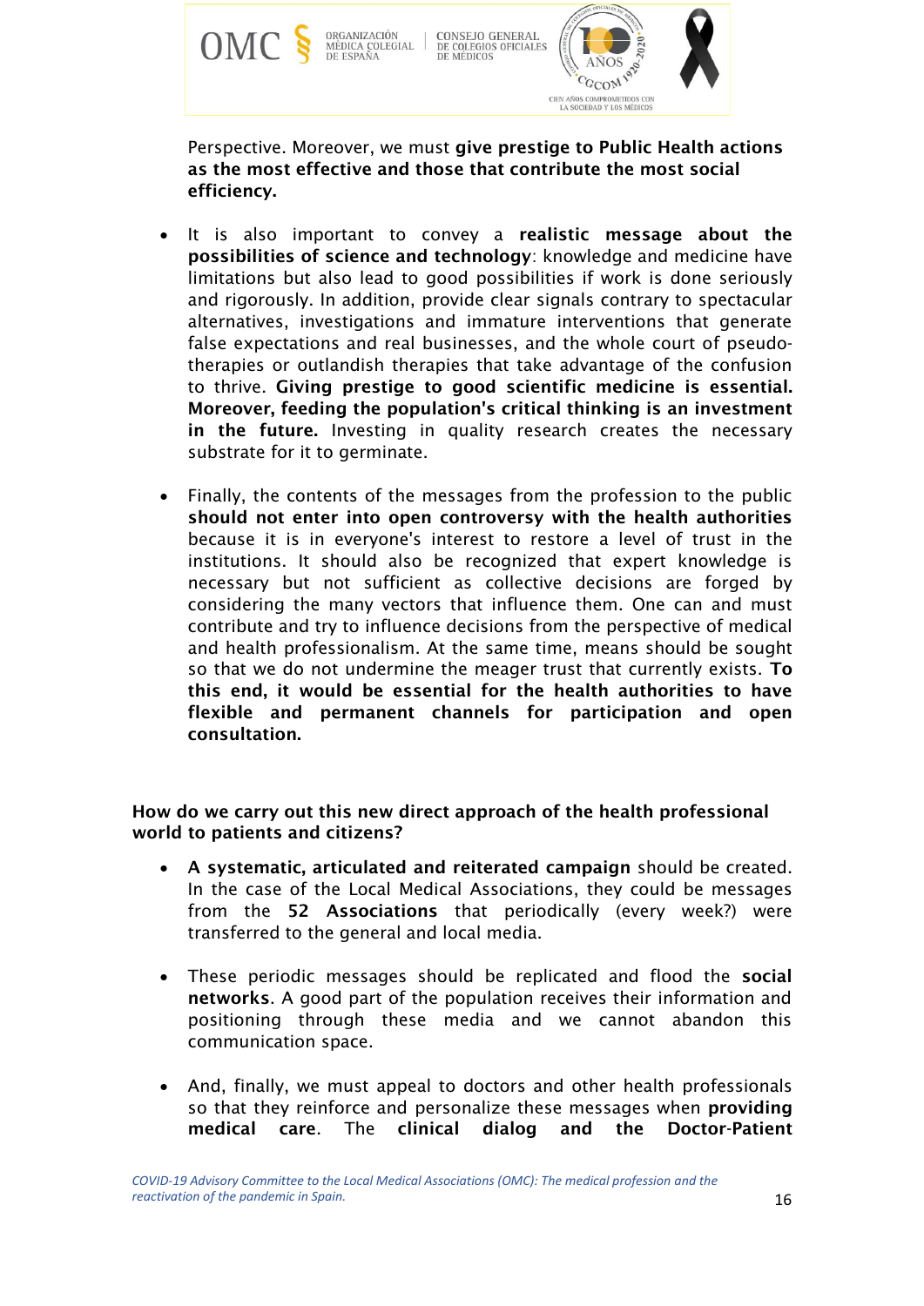Perspective. Moreover, we must **give prestige to Public Health actions as the most effective and those that contribute the most social efficiency.**

- It is also important to convey a **realistic message about the possibilities of science and technology**: knowledge and medicine have limitations but also lead to good possibilities if work is done seriously and rigorously. In addition, provide clear signals contrary to spectacular alternatives, investigations and immature interventions that generate false expectations and real businesses, and the whole court of pseudo-therapies or outlandish therapies that take advantage of the confusion to thrive. **Giving prestige to good scientific medicine is essential. Moreover, feeding the population's critical thinking is an investment in the future.** Investing in quality research creates the necessary substrate for it to germinate.

- Finally, the contents of the messages from the profession to the public **should not enter into open controversy with the health authorities** because it is in everyone's interest to restore a level of trust in the institutions. It should also be recognized that expert knowledge is necessary but not sufficient as collective decisions are forged by considering the many vectors that influence them. One can and must contribute and try to influence decisions from the perspective of medical and health professionalism. At the same time, means should be sought so that we do not undermine the meager trust that currently exists. **To this end, it would be essential for the health authorities to have flexible and permanent channels for participation and open consultation.**

**How do we carry out this new direct approach of the health professional world to patients and citizens?**

- **A systematic, articulated and reiterated campaign** should be created. In the case of the Local Medical Associations, they could be messages from the **52 Associations** that periodically (every week?) were transferred to the general and local media.

- These periodic messages should be replicated and flood the **social networks**. A good part of the population receives their information and positioning through these media and we cannot abandon this communication space.

- And, finally, we must appeal to doctors and other health professionals so that they reinforce and personalize these messages when **providing medical care**. The **clinical dialog and the Doctor-Patient**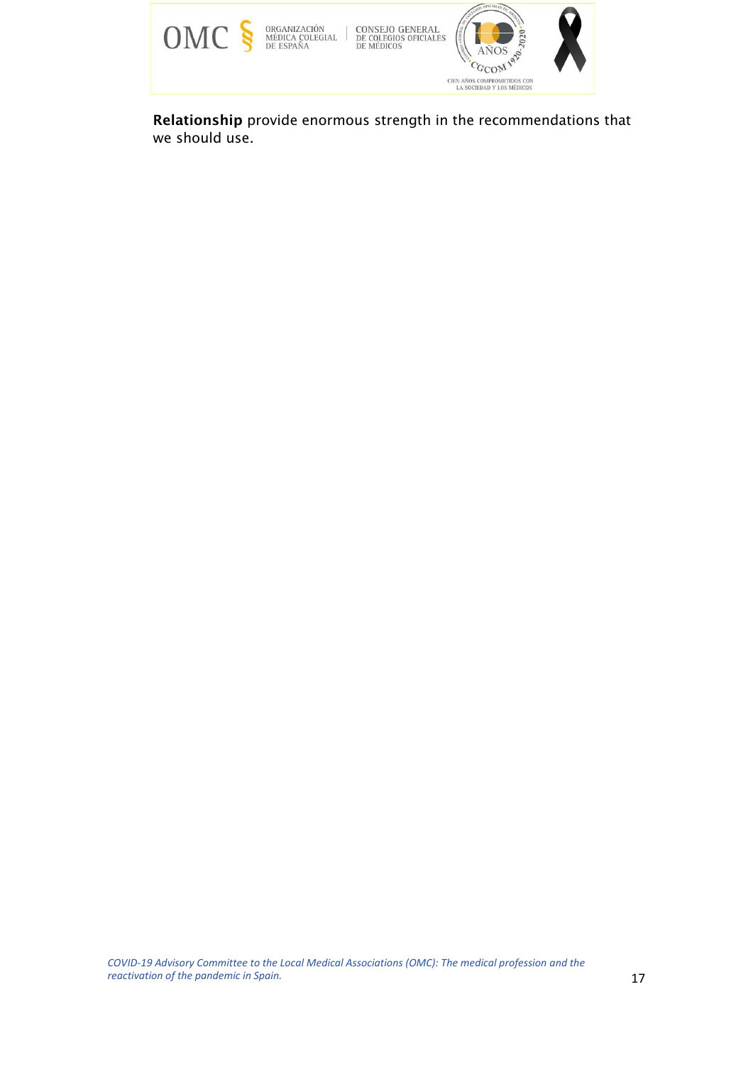**Relationship** provide enormous strength in the recommendations that we should use.